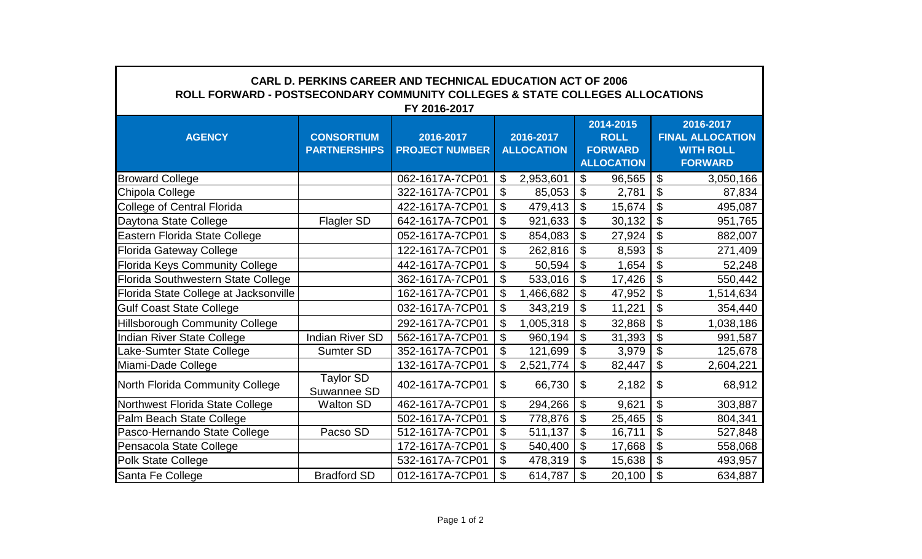**CARL D. PERKINS CAREER AND TECHNICAL EDUCATION ACT OF 2006**
**ROLL FORWARD - POSTSECONDARY COMMUNITY COLLEGES & STATE COLLEGES ALLOCATIONS**
**FY 2016-2017**

| AGENCY | CONSORTIUM PARTNERSHIPS | 2016-2017 PROJECT NUMBER | 2016-2017 ALLOCATION | 2014-2015 ROLL FORWARD ALLOCATION | 2016-2017 FINAL ALLOCATION WITH ROLL FORWARD |
|---|---|---|---|---|---|
| Broward College | | 062-1617A-7CP01 | $ 2,953,601 | $ 96,565 | $ 3,050,166 |
| Chipola College | | 322-1617A-7CP01 | $ 85,053 | $ 2,781 | $ 87,834 |
| College of Central Florida | | 422-1617A-7CP01 | $ 479,413 | $ 15,674 | $ 495,087 |
| Daytona State College | Flagler SD | 642-1617A-7CP01 | $ 921,633 | $ 30,132 | $ 951,765 |
| Eastern Florida State College | | 052-1617A-7CP01 | $ 854,083 | $ 27,924 | $ 882,007 |
| Florida Gateway College | | 122-1617A-7CP01 | $ 262,816 | $ 8,593 | $ 271,409 |
| Florida Keys Community College | | 442-1617A-7CP01 | $ 50,594 | $ 1,654 | $ 52,248 |
| Florida Southwestern State College | | 362-1617A-7CP01 | $ 533,016 | $ 17,426 | $ 550,442 |
| Florida State College at Jacksonville | | 162-1617A-7CP01 | $ 1,466,682 | $ 47,952 | $ 1,514,634 |
| Gulf Coast State College | | 032-1617A-7CP01 | $ 343,219 | $ 11,221 | $ 354,440 |
| Hillsborough Community College | | 292-1617A-7CP01 | $ 1,005,318 | $ 32,868 | $ 1,038,186 |
| Indian River State College | Indian River SD | 562-1617A-7CP01 | $ 960,194 | $ 31,393 | $ 991,587 |
| Lake-Sumter State College | Sumter SD | 352-1617A-7CP01 | $ 121,699 | $ 3,979 | $ 125,678 |
| Miami-Dade College | | 132-1617A-7CP01 | $ 2,521,774 | $ 82,447 | $ 2,604,221 |
| North Florida Community College | Taylor SD Suwannee SD | 402-1617A-7CP01 | $ 66,730 | $ 2,182 | $ 68,912 |
| Northwest Florida State College | Walton SD | 462-1617A-7CP01 | $ 294,266 | $ 9,621 | $ 303,887 |
| Palm Beach State College | | 502-1617A-7CP01 | $ 778,876 | $ 25,465 | $ 804,341 |
| Pasco-Hernando State College | Pacso SD | 512-1617A-7CP01 | $ 511,137 | $ 16,711 | $ 527,848 |
| Pensacola State College | | 172-1617A-7CP01 | $ 540,400 | $ 17,668 | $ 558,068 |
| Polk State College | | 532-1617A-7CP01 | $ 478,319 | $ 15,638 | $ 493,957 |
| Santa Fe College | Bradford SD | 012-1617A-7CP01 | $ 614,787 | $ 20,100 | $ 634,887 |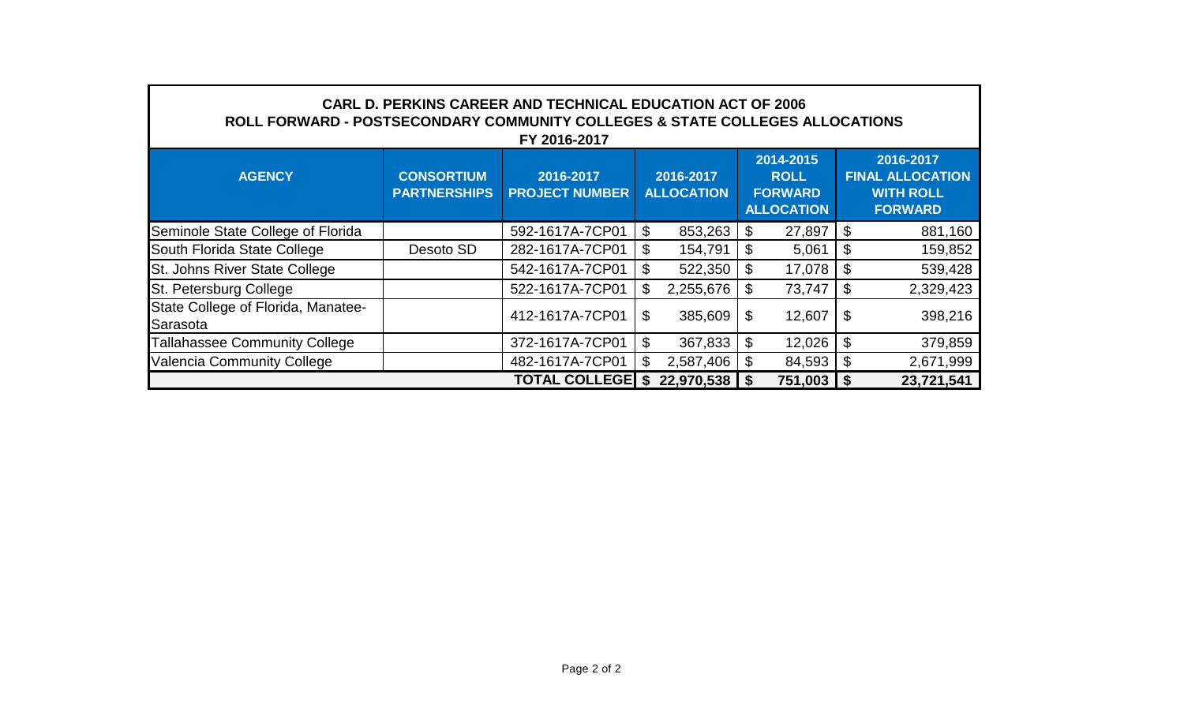**CARL D. PERKINS CAREER AND TECHNICAL EDUCATION ACT OF 2006**
**ROLL FORWARD - POSTSECONDARY COMMUNITY COLLEGES & STATE COLLEGES ALLOCATIONS**
**FY 2016-2017**

| AGENCY | CONSORTIUM PARTNERSHIPS | 2016-2017 PROJECT NUMBER | 2016-2017 ALLOCATION | 2014-2015 ROLL FORWARD ALLOCATION | 2016-2017 FINAL ALLOCATION WITH ROLL FORWARD |
|---|---|---|---|---|---|
| Seminole State College of Florida | | 592-1617A-7CP01 | $ 853,263 | $ 27,897 | $ 881,160 |
| South Florida State College | Desoto SD | 282-1617A-7CP01 | $ 154,791 | $ 5,061 | $ 159,852 |
| St. Johns River State College | | 542-1617A-7CP01 | $ 522,350 | $ 17,078 | $ 539,428 |
| St. Petersburg College | | 522-1617A-7CP01 | $ 2,255,676 | $ 73,747 | $ 2,329,423 |
| State College of Florida, Manatee-Sarasota | | 412-1617A-7CP01 | $ 385,609 | $ 12,607 | $ 398,216 |
| Tallahassee Community College | | 372-1617A-7CP01 | $ 367,833 | $ 12,026 | $ 379,859 |
| Valencia Community College | | 482-1617A-7CP01 | $ 2,587,406 | $ 84,593 | $ 2,671,999 |
| | | **TOTAL COLLEGE** | **$ 22,970,538** | **$ 751,003** | **$ 23,721,541** |